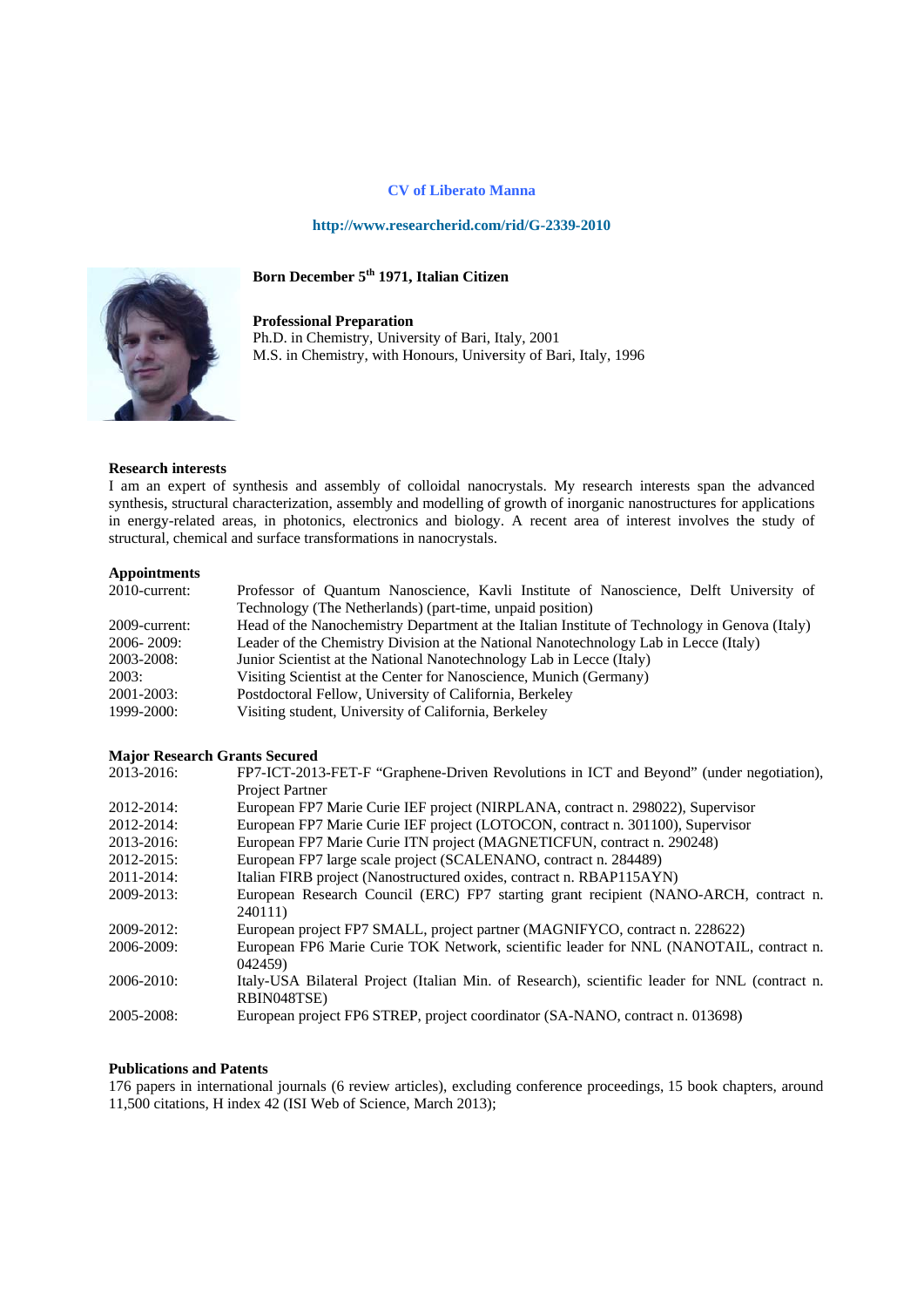# CV of Liberato Manna

**http://www.researcherid.com/rid/G-2339-2010**

**Born December 5th 1971, Italian Citizen**

**Professional Preparation**

Ph.D. in Chemistry, University of Bari, Italy, 2001
M.S. in Chemistry, with Honours, University of Bari, Italy, 1996

**Research interests**

I am an expert of synthesis and assembly of colloidal nanocrystals. My research interests span the advanced synthesis, structural characterization, assembly and modelling of growth of inorganic nanostructures for applications in energy-related areas, in photonics, electronics and biology. A recent area of interest involves the study of structural, chemical and surface transformations in nanocrystals.

**Appointments**

| | |
|---|---|
| 2010-current: | Professor of Quantum Nanoscience, Kavli Institute of Nanoscience, Delft University of Technology (The Netherlands) (part-time, unpaid position) |
| 2009-current: | Head of the Nanochemistry Department at the Italian Institute of Technology in Genova (Italy) |
| 2006- 2009: | Leader of the Chemistry Division at the National Nanotechnology Lab in Lecce (Italy) |
| 2003-2008: | Junior Scientist at the National Nanotechnology Lab in Lecce (Italy) |
| 2003: | Visiting Scientist at the Center for Nanoscience, Munich (Germany) |
| 2001-2003: | Postdoctoral Fellow, University of California, Berkeley |
| 1999-2000: | Visiting student, University of California, Berkeley |

**Major Research Grants Secured**

| | |
|---|---|
| 2013-2016: | FP7-ICT-2013-FET-F "Graphene-Driven Revolutions in ICT and Beyond" (under negotiation), Project Partner |
| 2012-2014: | European FP7 Marie Curie IEF project (NIRPLANA, contract n. 298022), Supervisor |
| 2012-2014: | European FP7 Marie Curie IEF project (LOTOCON, contract n. 301100), Supervisor |
| 2013-2016: | European FP7 Marie Curie ITN project (MAGNETICFUN, contract n. 290248) |
| 2012-2015: | European FP7 large scale project (SCALENANO, contract n. 284489) |
| 2011-2014: | Italian FIRB project (Nanostructured oxides, contract n. RBAP115AYN) |
| 2009-2013: | European Research Council (ERC) FP7 starting grant recipient (NANO-ARCH, contract n. 240111) |
| 2009-2012: | European project FP7 SMALL, project partner (MAGNIFYCO, contract n. 228622) |
| 2006-2009: | European FP6 Marie Curie TOK Network, scientific leader for NNL (NANOTAIL, contract n. 042459) |
| 2006-2010: | Italy-USA Bilateral Project (Italian Min. of Research), scientific leader for NNL (contract n. RBIN048TSE) |
| 2005-2008: | European project FP6 STREP, project coordinator (SA-NANO, contract n. 013698) |

**Publications and Patents**

176 papers in international journals (6 review articles), excluding conference proceedings, 15 book chapters, around 11,500 citations, H index 42 (ISI Web of Science, March 2013);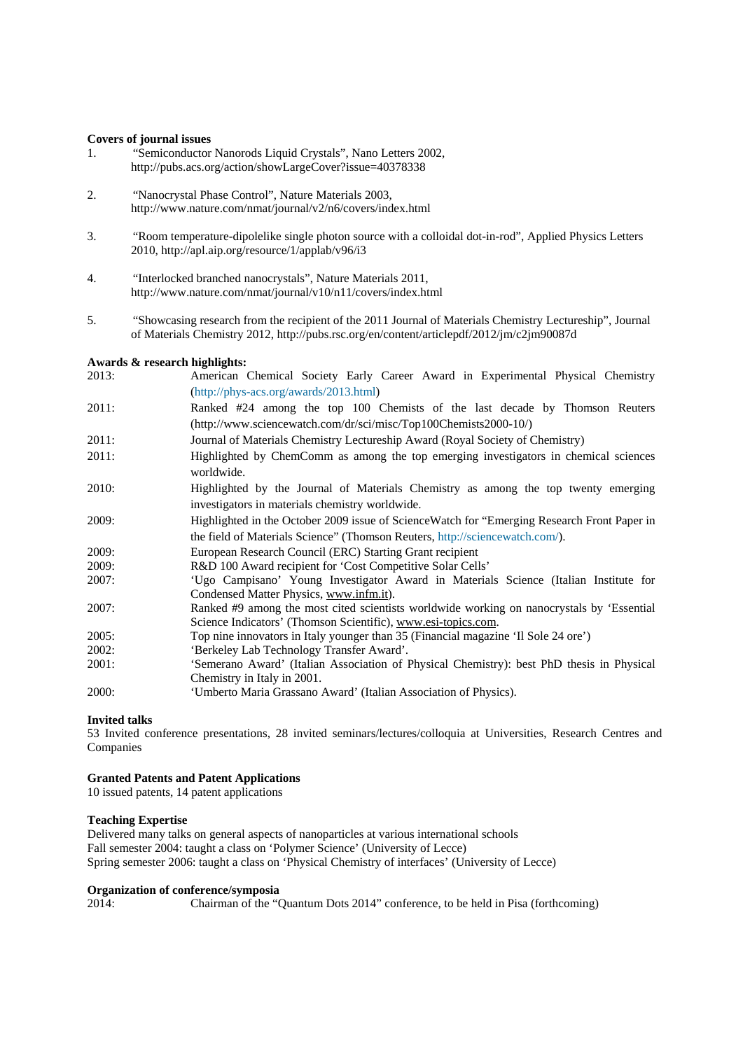**Covers of journal issues**

1. "Semiconductor Nanorods Liquid Crystals", Nano Letters 2002, http://pubs.acs.org/action/showLargeCover?issue=40378338

2. "Nanocrystal Phase Control", Nature Materials 2003, http://www.nature.com/nmat/journal/v2/n6/covers/index.html

3. "Room temperature-dipolelike single photon source with a colloidal dot-in-rod", Applied Physics Letters 2010, http://apl.aip.org/resource/1/applab/v96/i3

4. "Interlocked branched nanocrystals", Nature Materials 2011, http://www.nature.com/nmat/journal/v10/n11/covers/index.html

5. "Showcasing research from the recipient of the 2011 Journal of Materials Chemistry Lectureship", Journal of Materials Chemistry 2012, http://pubs.rsc.org/en/content/articlepdf/2012/jm/c2jm90087d

**Awards & research highlights:**

| | |
|---|---|
| 2013: | American Chemical Society Early Career Award in Experimental Physical Chemistry (http://phys-acs.org/awards/2013.html) |
| 2011: | Ranked #24 among the top 100 Chemists of the last decade by Thomson Reuters (http://www.sciencewatch.com/dr/sci/misc/Top100Chemists2000-10/) |
| 2011: | Journal of Materials Chemistry Lectureship Award (Royal Society of Chemistry) |
| 2011: | Highlighted by ChemComm as among the top emerging investigators in chemical sciences worldwide. |
| 2010: | Highlighted by the Journal of Materials Chemistry as among the top twenty emerging investigators in materials chemistry worldwide. |
| 2009: | Highlighted in the October 2009 issue of ScienceWatch for "Emerging Research Front Paper in the field of Materials Science" (Thomson Reuters, http://sciencewatch.com/). |
| 2009: | European Research Council (ERC) Starting Grant recipient |
| 2009: | R&D 100 Award recipient for 'Cost Competitive Solar Cells' |
| 2007: | 'Ugo Campisano' Young Investigator Award in Materials Science (Italian Institute for Condensed Matter Physics, www.infm.it). |
| 2007: | Ranked #9 among the most cited scientists worldwide working on nanocrystals by 'Essential Science Indicators' (Thomson Scientific), www.esi-topics.com. |
| 2005: | Top nine innovators in Italy younger than 35 (Financial magazine 'Il Sole 24 ore') |
| 2002: | 'Berkeley Lab Technology Transfer Award'. |
| 2001: | 'Semerano Award' (Italian Association of Physical Chemistry): best PhD thesis in Physical Chemistry in Italy in 2001. |
| 2000: | 'Umberto Maria Grassano Award' (Italian Association of Physics). |

**Invited talks**

53 Invited conference presentations, 28 invited seminars/lectures/colloquia at Universities, Research Centres and Companies

**Granted Patents and Patent Applications**

10 issued patents, 14 patent applications

**Teaching Expertise**

Delivered many talks on general aspects of nanoparticles at various international schools
Fall semester 2004: taught a class on 'Polymer Science' (University of Lecce)
Spring semester 2006: taught a class on 'Physical Chemistry of interfaces' (University of Lecce)

**Organization of conference/symposia**

| | |
|---|---|
| 2014: | Chairman of the "Quantum Dots 2014" conference, to be held in Pisa (forthcoming) |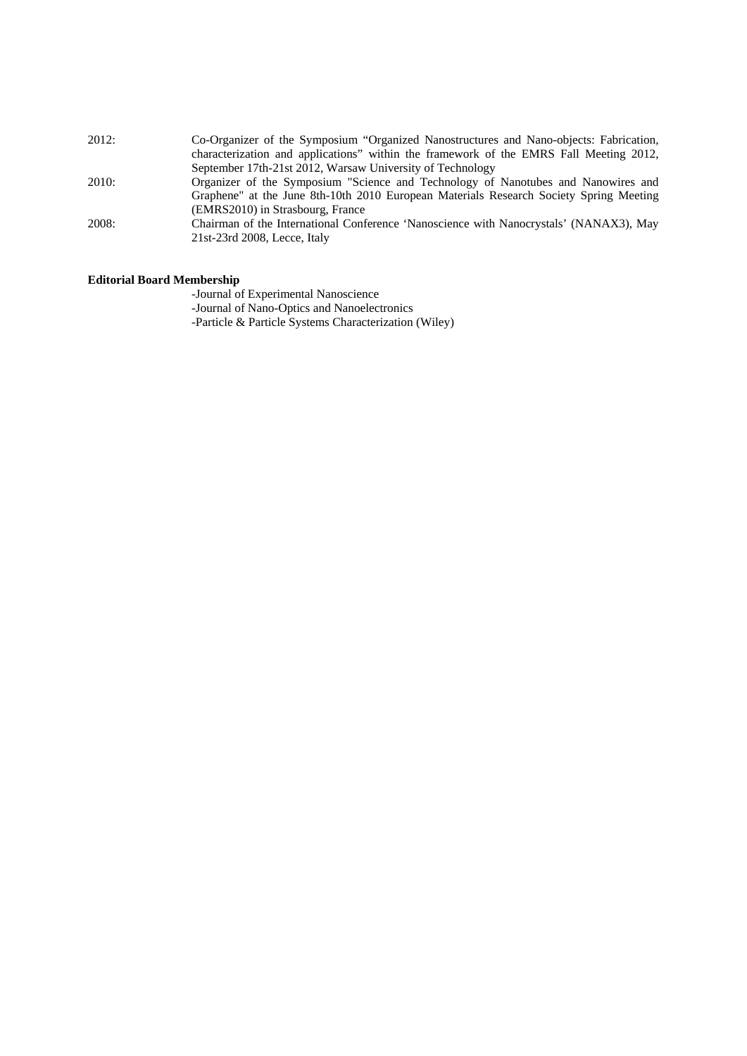2012: Co-Organizer of the Symposium “Organized Nanostructures and Nano-objects: Fabrication, characterization and applications” within the framework of the EMRS Fall Meeting 2012, September 17th-21st 2012, Warsaw University of Technology

2010: Organizer of the Symposium "Science and Technology of Nanotubes and Nanowires and Graphene" at the June 8th-10th 2010 European Materials Research Society Spring Meeting (EMRS2010) in Strasbourg, France

2008: Chairman of the International Conference ‘Nanoscience with Nanocrystals’ (NANAX3), May 21st-23rd 2008, Lecce, Italy

**Editorial Board Membership**

-Journal of Experimental Nanoscience
-Journal of Nano-Optics and Nanoelectronics
-Particle & Particle Systems Characterization (Wiley)